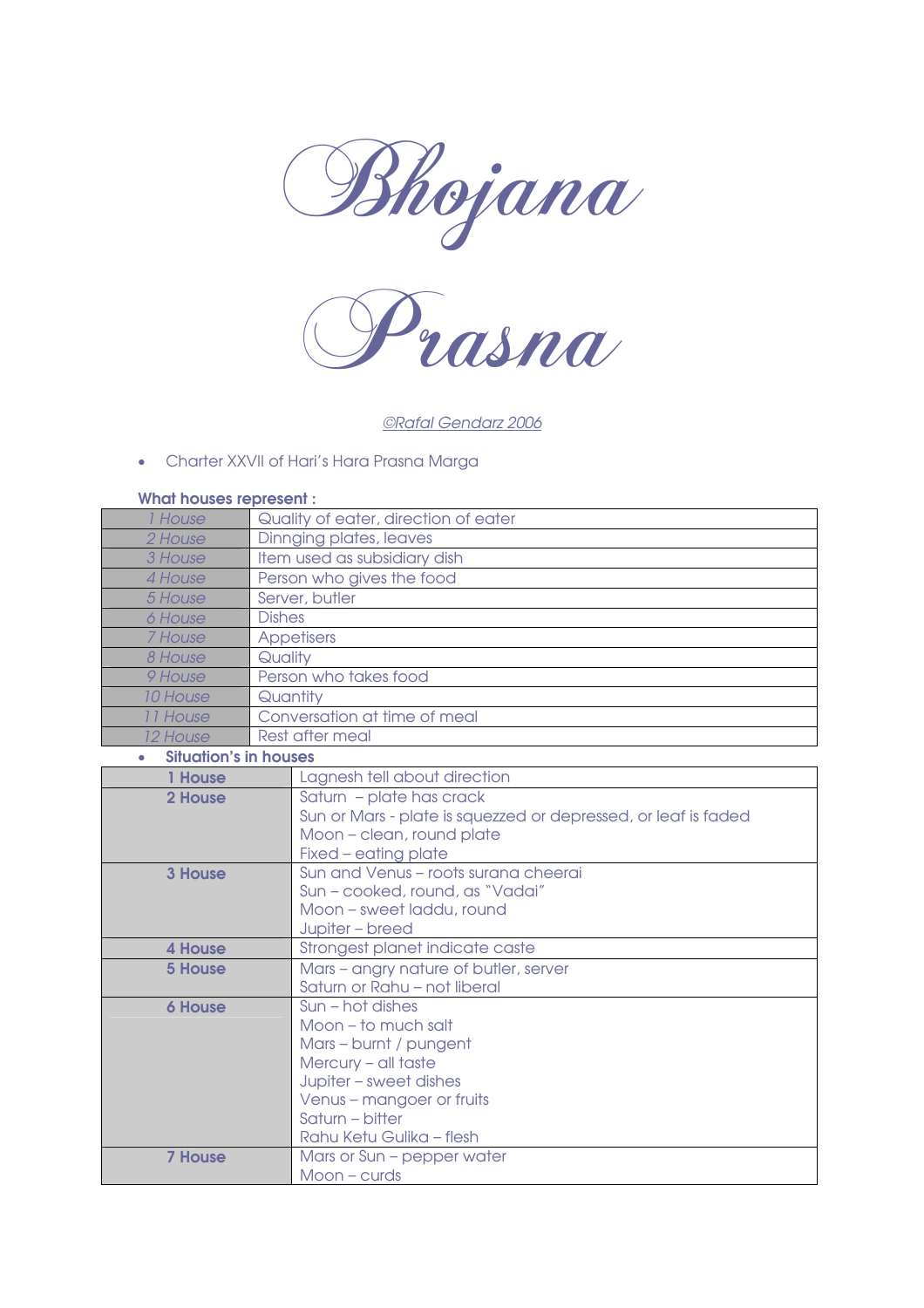# Bhojana Prasna

©Rafal Gendarz 2006

- Charter XXVII of Hari's Hara Prasna Marga

**What houses represent :**

| | |
|---|---|
| *1 House* | Quality of eater, direction of eater |
| *2 House* | Dinnging plates, leaves |
| *3 House* | Item used as subsidiary dish |
| *4 House* | Person who gives the food |
| *5 House* | Server, butler |
| *6 House* | Dishes |
| *7 House* | Appetisers |
| *8 House* | Quality |
| *9 House* | Person who takes food |
| *10 House* | Quantity |
| *11 House* | Conversation at time of meal |
| *12 House* | Rest after meal |

- **Situation's in houses**

| | |
|---|---|
| **1 House** | Lagnesh tell about direction |
| **2 House** | Saturn – plate has crack<br>Sun or Mars - plate is squezzed or depressed, or leaf is faded<br>Moon – clean, round plate<br>Fixed – eating plate |
| **3 House** | Sun and Venus – roots surana cheerai<br>Sun – cooked, round, as "Vadai"<br>Moon – sweet laddu, round<br>Jupiter – breed |
| **4 House** | Strongest planet indicate caste |
| **5 House** | Mars – angry nature of butler, server<br>Saturn or Rahu – not liberal |
| **6 House** | Sun – hot dishes<br>Moon – to much salt<br>Mars – burnt / pungent<br>Mercury – all taste<br>Jupiter – sweet dishes<br>Venus – mangoer or fruits<br>Saturn – bitter<br>Rahu Ketu Gulika – flesh |
| **7 House** | Mars or Sun – pepper water<br>Moon – curds |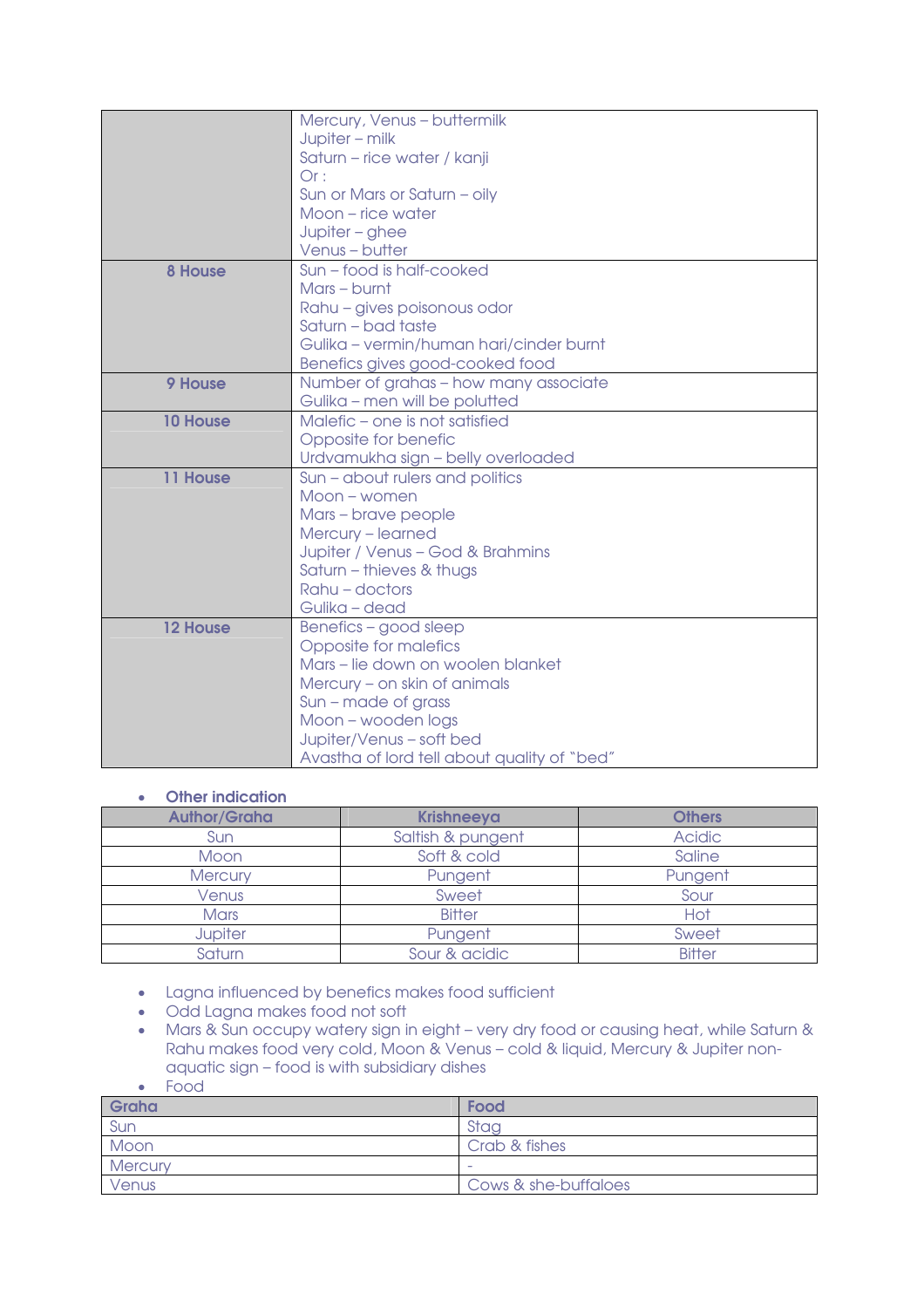| | |
|---|---|
| | Mercury, Venus – buttermilk<br>Jupiter – milk<br>Saturn – rice water / kanji<br>Or :<br>Sun or Mars or Saturn – oily<br>Moon – rice water<br>Jupiter – ghee<br>Venus – butter |
| **8 House** | Sun – food is half-cooked<br>Mars – burnt<br>Rahu – gives poisonous odor<br>Saturn – bad taste<br>Gulika – vermin/human hari/cinder burnt<br>Benefics gives good-cooked food |
| **9 House** | Number of grahas – how many associate<br>Gulika – men will be polutted |
| **10 House** | Malefic – one is not satisfied<br>Opposite for benefic<br>Urdvamukha sign – belly overloaded |
| **11 House** | Sun – about rulers and politics<br>Moon – women<br>Mars – brave people<br>Mercury – learned<br>Jupiter / Venus – God & Brahmins<br>Saturn – thieves & thugs<br>Rahu – doctors<br>Gulika – dead |
| **12 House** | Benefics – good sleep<br>Opposite for malefics<br>Mars – lie down on woolen blanket<br>Mercury – on skin of animals<br>Sun – made of grass<br>Moon – wooden logs<br>Jupiter/Venus – soft bed<br>Avastha of lord tell about quality of "bed" |

- **Other indication**

| Author/Graha | Krishneeya | Others |
|---|---|---|
| Sun | Saltish & pungent | Acidic |
| Moon | Soft & cold | Saline |
| Mercury | Pungent | Pungent |
| Venus | Sweet | Sour |
| Mars | Bitter | Hot |
| Jupiter | Pungent | Sweet |
| Saturn | Sour & acidic | Bitter |

- Lagna influenced by benefics makes food sufficient
- Odd Lagna makes food not soft
- Mars & Sun occupy watery sign in eight – very dry food or causing heat, while Saturn & Rahu makes food very cold, Moon & Venus – cold & liquid, Mercury & Jupiter non-aquatic sign – food is with subsidiary dishes
- Food

| Graha | Food |
|---|---|
| Sun | Stag |
| Moon | Crab & fishes |
| Mercury | - |
| Venus | Cows & she-buffaloes |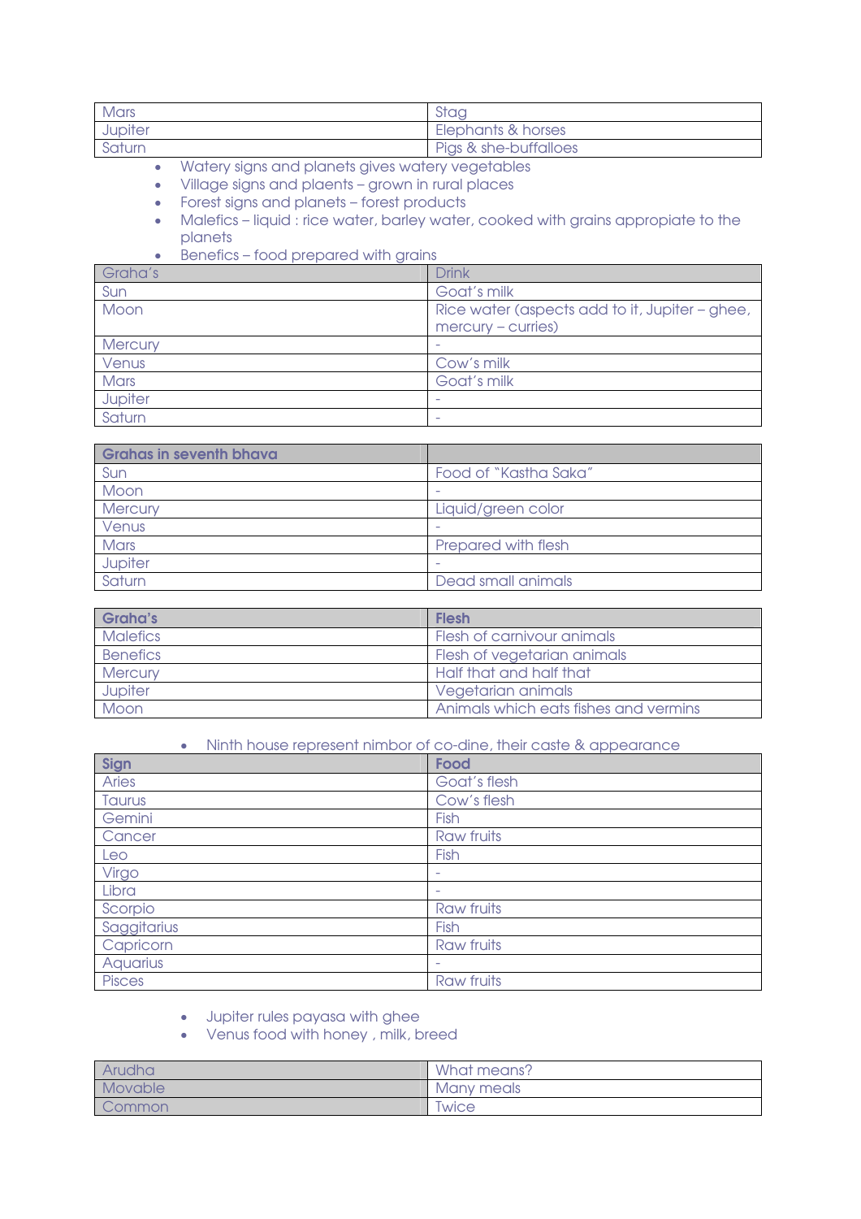| | |
|---|---|
| Mars | Stag |
| Jupiter | Elephants & horses |
| Saturn | Pigs & she-buffalloes |

- Watery signs and planets gives watery vegetables
- Village signs and plaents – grown in rural places
- Forest signs and planets – forest products
- Malefics – liquid : rice water, barley water, cooked with grains appropiate to the planets
- Benefics – food prepared with grains

| Graha's | Drink |
|---|---|
| Sun | Goat's milk |
| Moon | Rice water (aspects add to it, Jupiter – ghee, mercury – curries) |
| Mercury | - |
| Venus | Cow's milk |
| Mars | Goat's milk |
| Jupiter | - |
| Saturn | - |

| **Grahas in seventh bhava** | |
|---|---|
| Sun | Food of "Kastha Saka" |
| Moon | - |
| Mercury | Liquid/green color |
| Venus | - |
| Mars | Prepared with flesh |
| Jupiter | - |
| Saturn | Dead small animals |

| **Graha's** | **Flesh** |
|---|---|
| Malefics | Flesh of carnivour animals |
| Benefics | Flesh of vegetarian animals |
| Mercury | Half that and half that |
| Jupiter | Vegetarian animals |
| Moon | Animals which eats fishes and vermins |

- Ninth house represent nimbor of co-dine, their caste & appearance

| **Sign** | **Food** |
|---|---|
| Aries | Goat's flesh |
| Taurus | Cow's flesh |
| Gemini | Fish |
| Cancer | Raw fruits |
| Leo | Fish |
| Virgo | - |
| Libra | - |
| Scorpio | Raw fruits |
| Saggitarius | Fish |
| Capricorn | Raw fruits |
| Aquarius | - |
| Pisces | Raw fruits |

- Jupiter rules payasa with ghee
- Venus food with honey , milk, breed

| Arudha | What means? |
|---|---|
| Movable | Many meals |
| Common | Twice |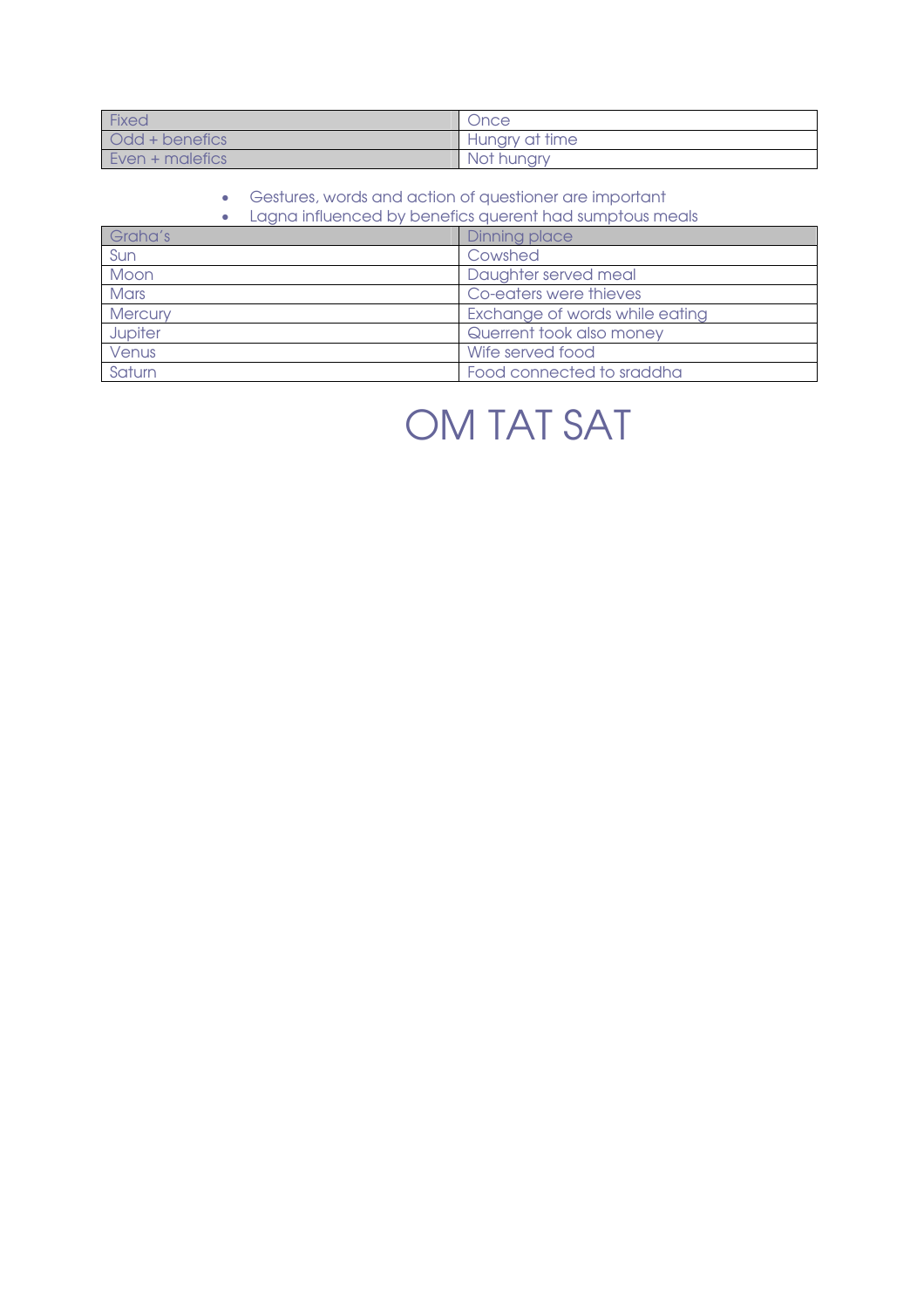| | |
|---|---|
| Fixed | Once |
| Odd + benefics | Hungry at time |
| Even + malefics | Not hungry |

- Gestures, words and action of questioner are important
- Lagna influenced by benefics querent had sumptous meals

| Graha's | Dinning place |
|---|---|
| Sun | Cowshed |
| Moon | Daughter served meal |
| Mars | Co-eaters were thieves |
| Mercury | Exchange of words while eating |
| Jupiter | Querrent took also money |
| Venus | Wife served food |
| Saturn | Food connected to sraddha |

# OM TAT SAT